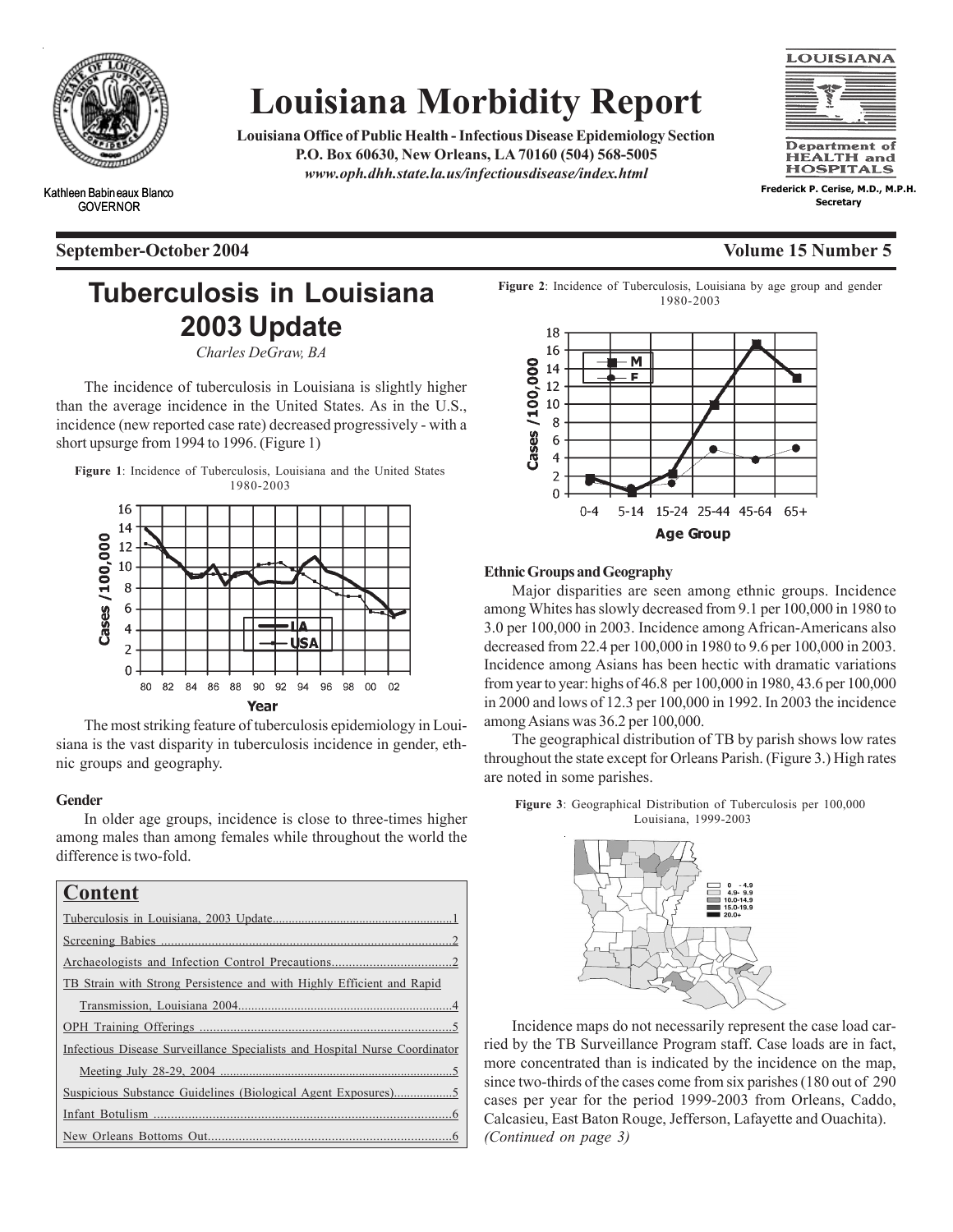# Louisiana Morbidity Report

**Louisiana Office of Public Health - Infectious Disease Epidemiology Section**
**P.O. Box 60630, New Orleans, LA 70160 (504) 568-5005**
***www.oph.dhh.state.la.us/infectiousdisease/index.html***

Kathleen Babineaux Blanco
GOVERNOR

**Frederick P. Cerise, M.D., M.P.H.**
**Secretary**

**September-October 2004** **Volume 15 Number 5**

## Tuberculosis in Louisiana 2003 Update

*Charles DeGraw, BA*

The incidence of tuberculosis in Louisiana is slightly higher than the average incidence in the United States. As in the U.S., incidence (new reported case rate) decreased progressively - with a short upsurge from 1994 to 1996. (Figure 1)

**Figure 1**: Incidence of Tuberculosis, Louisiana and the United States 1980-2003

The most striking feature of tuberculosis epidemiology in Louisiana is the vast disparity in tuberculosis incidence in gender, ethnic groups and geography.

### Gender

In older age groups, incidence is close to three-times higher among males than among females while throughout the world the difference is two-fold.

**Figure 2**: Incidence of Tuberculosis, Louisiana by age group and gender 1980-2003

### Ethnic Groups and Geography

Major disparities are seen among ethnic groups. Incidence among Whites has slowly decreased from 9.1 per 100,000 in 1980 to 3.0 per 100,000 in 2003. Incidence among African-Americans also decreased from 22.4 per 100,000 in 1980 to 9.6 per 100,000 in 2003. Incidence among Asians has been hectic with dramatic variations from year to year: highs of 46.8 per 100,000 in 1980, 43.6 per 100,000 in 2000 and lows of 12.3 per 100,000 in 1992. In 2003 the incidence among Asians was 36.2 per 100,000.

The geographical distribution of TB by parish shows low rates throughout the state except for Orleans Parish. (Figure 3.) High rates are noted in some parishes.

**Figure 3**: Geographical Distribution of Tuberculosis per 100,000 Louisiana, 1999-2003

Incidence maps do not necessarily represent the case load carried by the TB Surveillance Program staff. Case loads are in fact, more concentrated than is indicated by the incidence on the map, since two-thirds of the cases come from six parishes (180 out of 290 cases per year for the period 1999-2003 from Orleans, Caddo, Calcasieu, East Baton Rouge, Jefferson, Lafayette and Ouachita).
*(Continued on page 3)*

## Content

- Tuberculosis in Louisiana, 2003 Update....1
- Screening Babies....2
- Archaeologists and Infection Control Precautions....2
- TB Strain with Strong Persistence and with Highly Efficient and Rapid Transmission, Louisiana 2004....4
- OPH Training Offerings....5
- Infectious Disease Surveillance Specialists and Hospital Nurse Coordinator Meeting July 28-29, 2004....5
- Suspicious Substance Guidelines (Biological Agent Exposures)....5
- Infant Botulism....6
- New Orleans Bottoms Out....6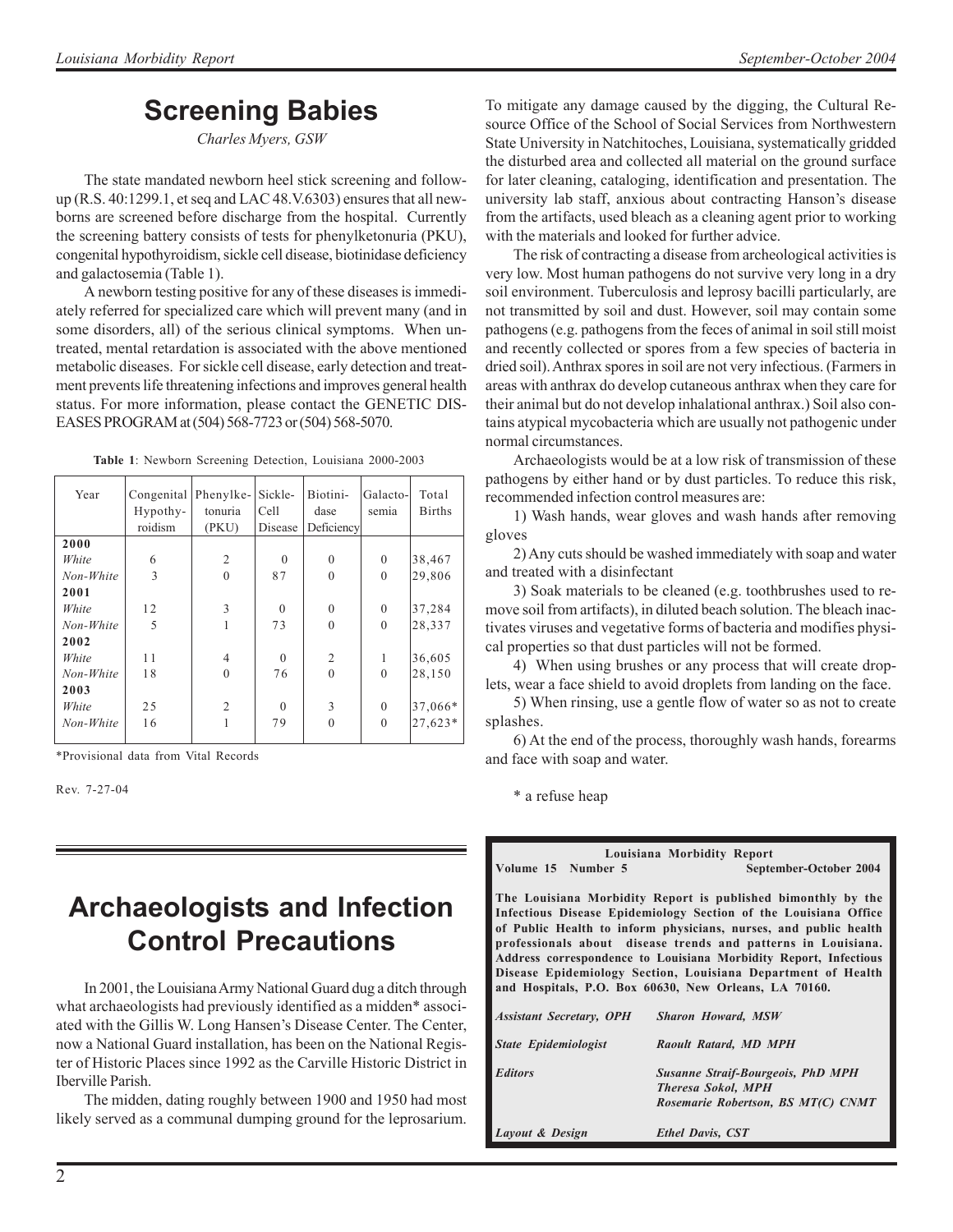# Screening Babies

*Charles Myers, GSW*

The state mandated newborn heel stick screening and follow-up (R.S. 40:1299.1, et seq and LAC 48.V.6303) ensures that all newborns are screened before discharge from the hospital. Currently the screening battery consists of tests for phenylketonuria (PKU), congenital hypothyroidism, sickle cell disease, biotinidase deficiency and galactosemia (Table 1).

A newborn testing positive for any of these diseases is immediately referred for specialized care which will prevent many (and in some disorders, all) of the serious clinical symptoms. When untreated, mental retardation is associated with the above mentioned metabolic diseases. For sickle cell disease, early detection and treatment prevents life threatening infections and improves general health status. For more information, please contact the GENETIC DISEASES PROGRAM at (504) 568-7723 or (504) 568-5070.

**Table 1**: Newborn Screening Detection, Louisiana 2000-2003

| Year | Congenital Hypothyroidism | Phenylketonuria (PKU) | Sickle-Cell Disease | Biotinidase Deficiency | Galactosemia | Total Births |
|---|---|---|---|---|---|---|
| **2000** | | | | | | |
| *White* | 6 | 2 | 0 | 0 | 0 | 38,467 |
| *Non-White* | 3 | 0 | 87 | 0 | 0 | 29,806 |
| **2001** | | | | | | |
| *White* | 12 | 3 | 0 | 0 | 0 | 37,284 |
| *Non-White* | 5 | 1 | 73 | 0 | 0 | 28,337 |
| **2002** | | | | | | |
| *White* | 11 | 4 | 0 | 2 | 1 | 36,605 |
| *Non-White* | 18 | 0 | 76 | 0 | 0 | 28,150 |
| **2003** | | | | | | |
| *White* | 25 | 2 | 0 | 3 | 0 | 37,066* |
| *Non-White* | 16 | 1 | 79 | 0 | 0 | 27,623* |

*Provisional data from Vital Records

Rev. 7-27-04

# Archaeologists and Infection Control Precautions

In 2001, the Louisiana Army National Guard dug a ditch through what archaeologists had previously identified as a midden* associated with the Gillis W. Long Hansen's Disease Center. The Center, now a National Guard installation, has been on the National Register of Historic Places since 1992 as the Carville Historic District in Iberville Parish.

The midden, dating roughly between 1900 and 1950 had most likely served as a communal dumping ground for the leprosarium. To mitigate any damage caused by the digging, the Cultural Resource Office of the School of Social Services from Northwestern State University in Natchitoches, Louisiana, systematically gridded the disturbed area and collected all material on the ground surface for later cleaning, cataloging, identification and presentation. The university lab staff, anxious about contracting Hanson's disease from the artifacts, used bleach as a cleaning agent prior to working with the materials and looked for further advice.

The risk of contracting a disease from archeological activities is very low. Most human pathogens do not survive very long in a dry soil environment. Tuberculosis and leprosy bacilli particularly, are not transmitted by soil and dust. However, soil may contain some pathogens (e.g. pathogens from the feces of animal in soil still moist and recently collected or spores from a few species of bacteria in dried soil). Anthrax spores in soil are not very infectious. (Farmers in areas with anthrax do develop cutaneous anthrax when they care for their animal but do not develop inhalational anthrax.) Soil also contains atypical mycobacteria which are usually not pathogenic under normal circumstances.

Archaeologists would be at a low risk of transmission of these pathogens by either hand or by dust particles. To reduce this risk, recommended infection control measures are:

1) Wash hands, wear gloves and wash hands after removing gloves

2) Any cuts should be washed immediately with soap and water and treated with a disinfectant

3) Soak materials to be cleaned (e.g. toothbrushes used to remove soil from artifacts), in diluted beach solution. The bleach inactivates viruses and vegetative forms of bacteria and modifies physical properties so that dust particles will not be formed.

4) When using brushes or any process that will create droplets, wear a face shield to avoid droplets from landing on the face.

5) When rinsing, use a gentle flow of water so as not to create splashes.

6) At the end of the process, thoroughly wash hands, forearms and face with soap and water.

\* a refuse heap

---

**Louisiana Morbidity Report**
**Volume 15 Number 5** — **September-October 2004**

**The Louisiana Morbidity Report is published bimonthly by the Infectious Disease Epidemiology Section of the Louisiana Office of Public Health to inform physicians, nurses, and public health professionals about disease trends and patterns in Louisiana. Address correspondence to Louisiana Morbidity Report, Infectious Disease Epidemiology Section, Louisiana Department of Health and Hospitals, P.O. Box 60630, New Orleans, LA 70160.**

| | |
|---|---|
| *Assistant Secretary, OPH* | *Sharon Howard, MSW* |
| *State Epidemiologist* | *Raoult Ratard, MD MPH* |
| *Editors* | *Susanne Straif-Bourgeois, PhD MPH*<br>*Theresa Sokol, MPH*<br>*Rosemarie Robertson, BS MT(C) CNMT* |
| *Layout & Design* | *Ethel Davis, CST* |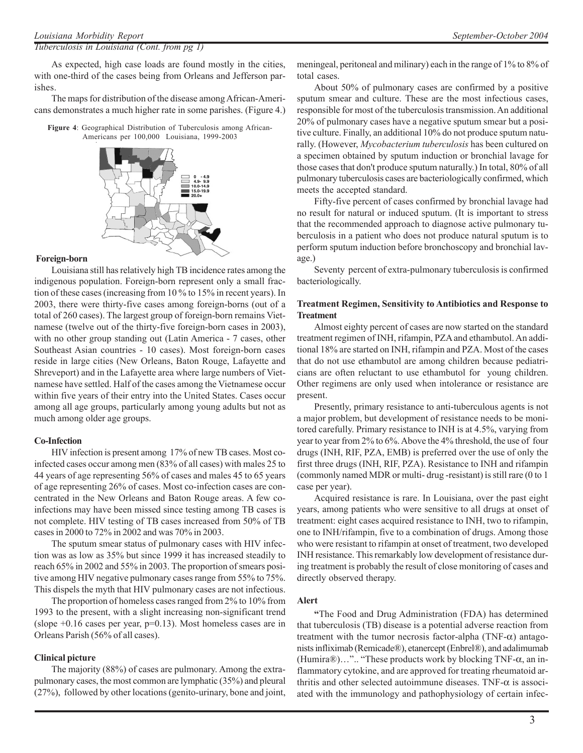*Tuberculosis in Louisiana (Cont. from pg 1)*

As expected, high case loads are found mostly in the cities, with one-third of the cases being from Orleans and Jefferson parishes.

The maps for distribution of the disease among African-Americans demonstrates a much higher rate in some parishes. (Figure 4.)

**Figure 4**: Geographical Distribution of Tuberculosis among African-Americans per 100,000 Louisiana, 1999-2003

### Foreign-born

Louisiana still has relatively high TB incidence rates among the indigenous population. Foreign-born represent only a small fraction of these cases (increasing from 10 % to 15% in recent years). In 2003, there were thirty-five cases among foreign-borns (out of a total of 260 cases). The largest group of foreign-born remains Vietnamese (twelve out of the thirty-five foreign-born cases in 2003), with no other group standing out (Latin America - 7 cases, other Southeast Asian countries - 10 cases). Most foreign-born cases reside in large cities (New Orleans, Baton Rouge, Lafayette and Shreveport) and in the Lafayette area where large numbers of Vietnamese have settled. Half of the cases among the Vietnamese occur within five years of their entry into the United States. Cases occur among all age groups, particularly among young adults but not as much among older age groups.

### Co-Infection

HIV infection is present among 17% of new TB cases. Most co-infected cases occur among men (83% of all cases) with males 25 to 44 years of age representing 56% of cases and males 45 to 65 years of age representing 26% of cases. Most co-infection cases are concentrated in the New Orleans and Baton Rouge areas. A few co-infections may have been missed since testing among TB cases is not complete. HIV testing of TB cases increased from 50% of TB cases in 2000 to 72% in 2002 and was 70% in 2003.

The sputum smear status of pulmonary cases with HIV infection was as low as 35% but since 1999 it has increased steadily to reach 65% in 2002 and 55% in 2003. The proportion of smears positive among HIV negative pulmonary cases range from 55% to 75%. This dispels the myth that HIV pulmonary cases are not infectious.

The proportion of homeless cases ranged from 2% to 10% from 1993 to the present, with a slight increasing non-significant trend (slope +0.16 cases per year, $p=0.13$). Most homeless cases are in Orleans Parish (56% of all cases).

### Clinical picture

The majority (88%) of cases are pulmonary. Among the extra-pulmonary cases, the most common are lymphatic (35%) and pleural (27%), followed by other locations (genito-urinary, bone and joint, meningeal, peritoneal and milinary) each in the range of 1% to 8% of total cases.

About 50% of pulmonary cases are confirmed by a positive sputum smear and culture. These are the most infectious cases, responsible for most of the tuberculosis transmission. An additional 20% of pulmonary cases have a negative sputum smear but a positive culture. Finally, an additional 10% do not produce sputum naturally. (However, *Mycobacterium tuberculosis* has been cultured on a specimen obtained by sputum induction or bronchial lavage for those cases that don't produce sputum naturally.) In total, 80% of all pulmonary tuberculosis cases are bacteriologically confirmed, which meets the accepted standard.

Fifty-five percent of cases confirmed by bronchial lavage had no result for natural or induced sputum. (It is important to stress that the recommended approach to diagnose active pulmonary tuberculosis in a patient who does not produce natural sputum is to perform sputum induction before bronchoscopy and bronchial lavage.)

Seventy percent of extra-pulmonary tuberculosis is confirmed bacteriologically.

### Treatment Regimen, Sensitivity to Antibiotics and Response to Treatment

Almost eighty percent of cases are now started on the standard treatment regimen of INH, rifampin, PZA and ethambutol. An additional 18% are started on INH, rifampin and PZA. Most of the cases that do not use ethambutol are among children because pediatricians are often reluctant to use ethambutol for young children. Other regimens are only used when intolerance or resistance are present.

Presently, primary resistance to anti-tuberculous agents is not a major problem, but development of resistance needs to be monitored carefully. Primary resistance to INH is at 4.5%, varying from year to year from 2% to 6%. Above the 4% threshold, the use of four drugs (INH, RIF, PZA, EMB) is preferred over the use of only the first three drugs (INH, RIF, PZA). Resistance to INH and rifampin (commonly named MDR or multi- drug -resistant) is still rare (0 to 1 case per year).

Acquired resistance is rare. In Louisiana, over the past eight years, among patients who were sensitive to all drugs at onset of treatment: eight cases acquired resistance to INH, two to rifampin, one to INH/rifampin, five to a combination of drugs. Among those who were resistant to rifampin at onset of treatment, two developed INH resistance. This remarkably low development of resistance during treatment is probably the result of close monitoring of cases and directly observed therapy.

### Alert

"The Food and Drug Administration (FDA) has determined that tuberculosis (TB) disease is a potential adverse reaction from treatment with the tumor necrosis factor-alpha (TNF-$\alpha$) antagonists infliximab (Remicade®), etanercept (Enbrel®), and adalimumab (Humira®)…".. "These products work by blocking TNF-$\alpha$, an inflammatory cytokine, and are approved for treating rheumatoid arthritis and other selected autoimmune diseases. TNF-$\alpha$ is associated with the immunology and pathophysiology of certain infec-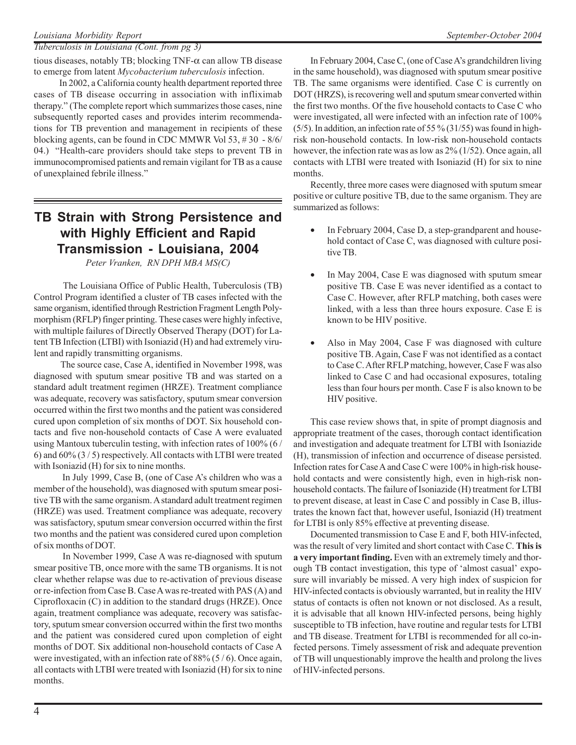*Tuberculosis in Louisiana (Cont. from pg 3)*

tious diseases, notably TB; blocking TNF-$\alpha$ can allow TB disease to emerge from latent *Mycobacterium tuberculosis* infection.

In 2002, a California county health department reported three cases of TB disease occurring in association with infliximab therapy." (The complete report which summarizes those cases, nine subsequently reported cases and provides interim recommendations for TB prevention and management in recipients of these blocking agents, can be found in CDC MMWR Vol 53, # 30 - 8/6/04.) "Health-care providers should take steps to prevent TB in immunocompromised patients and remain vigilant for TB as a cause of unexplained febrile illness."

## TB Strain with Strong Persistence and with Highly Efficient and Rapid Transmission - Louisiana, 2004

*Peter Vranken, RN DPH MBA MS(C)*

The Louisiana Office of Public Health, Tuberculosis (TB) Control Program identified a cluster of TB cases infected with the same organism, identified through Restriction Fragment Length Polymorphism (RFLP) finger printing. These cases were highly infective, with multiple failures of Directly Observed Therapy (DOT) for Latent TB Infection (LTBI) with Isoniazid (H) and had extremely virulent and rapidly transmitting organisms.

The source case, Case A, identified in November 1998, was diagnosed with sputum smear positive TB and was started on a standard adult treatment regimen (HRZE). Treatment compliance was adequate, recovery was satisfactory, sputum smear conversion occurred within the first two months and the patient was considered cured upon completion of six months of DOT. Six household contacts and five non-household contacts of Case A were evaluated using Mantoux tuberculin testing, with infection rates of 100% (6 / 6) and 60% (3 / 5) respectively. All contacts with LTBI were treated with Isoniazid (H) for six to nine months.

In July 1999, Case B, (one of Case A's children who was a member of the household), was diagnosed with sputum smear positive TB with the same organism. A standard adult treatment regimen (HRZE) was used. Treatment compliance was adequate, recovery was satisfactory, sputum smear conversion occurred within the first two months and the patient was considered cured upon completion of six months of DOT.

In November 1999, Case A was re-diagnosed with sputum smear positive TB, once more with the same TB organisms. It is not clear whether relapse was due to re-activation of previous disease or re-infection from Case B. Case A was re-treated with PAS (A) and Ciprofloxacin (C) in addition to the standard drugs (HRZE). Once again, treatment compliance was adequate, recovery was satisfactory, sputum smear conversion occurred within the first two months and the patient was considered cured upon completion of eight months of DOT. Six additional non-household contacts of Case A were investigated, with an infection rate of 88% (5 / 6). Once again, all contacts with LTBI were treated with Isoniazid (H) for six to nine months.

In February 2004, Case C, (one of Case A's grandchildren living in the same household), was diagnosed with sputum smear positive TB. The same organisms were identified. Case C is currently on DOT (HRZS), is recovering well and sputum smear converted within the first two months. Of the five household contacts to Case C who were investigated, all were infected with an infection rate of 100% (5/5). In addition, an infection rate of 55 % (31/55) was found in high-risk non-household contacts. In low-risk non-household contacts however, the infection rate was as low as 2% (1/52). Once again, all contacts with LTBI were treated with Isoniazid (H) for six to nine months.

Recently, three more cases were diagnosed with sputum smear positive or culture positive TB, due to the same organism. They are summarized as follows:

- In February 2004, Case D, a step-grandparent and household contact of Case C, was diagnosed with culture positive TB.
- In May 2004, Case E was diagnosed with sputum smear positive TB. Case E was never identified as a contact to Case C. However, after RFLP matching, both cases were linked, with a less than three hours exposure. Case E is known to be HIV positive.
- Also in May 2004, Case F was diagnosed with culture positive TB. Again, Case F was not identified as a contact to Case C. After RFLP matching, however, Case F was also linked to Case C and had occasional exposures, totaling less than four hours per month. Case F is also known to be HIV positive.

This case review shows that, in spite of prompt diagnosis and appropriate treatment of the cases, thorough contact identification and investigation and adequate treatment for LTBI with Isoniazide (H), transmission of infection and occurrence of disease persisted. Infection rates for Case A and Case C were 100% in high-risk household contacts and were consistently high, even in high-risk non-household contacts. The failure of Isoniazide (H) treatment for LTBI to prevent disease, at least in Case C and possibly in Case B, illustrates the known fact that, however useful, Isoniazid (H) treatment for LTBI is only 85% effective at preventing disease.

Documented transmission to Case E and F, both HIV-infected, was the result of very limited and short contact with Case C. **This is a very important finding.** Even with an extremely timely and thorough TB contact investigation, this type of 'almost casual' exposure will invariably be missed. A very high index of suspicion for HIV-infected contacts is obviously warranted, but in reality the HIV status of contacts is often not known or not disclosed. As a result, it is advisable that all known HIV-infected persons, being highly susceptible to TB infection, have routine and regular tests for LTBI and TB disease. Treatment for LTBI is recommended for all co-infected persons. Timely assessment of risk and adequate prevention of TB will unquestionably improve the health and prolong the lives of HIV-infected persons.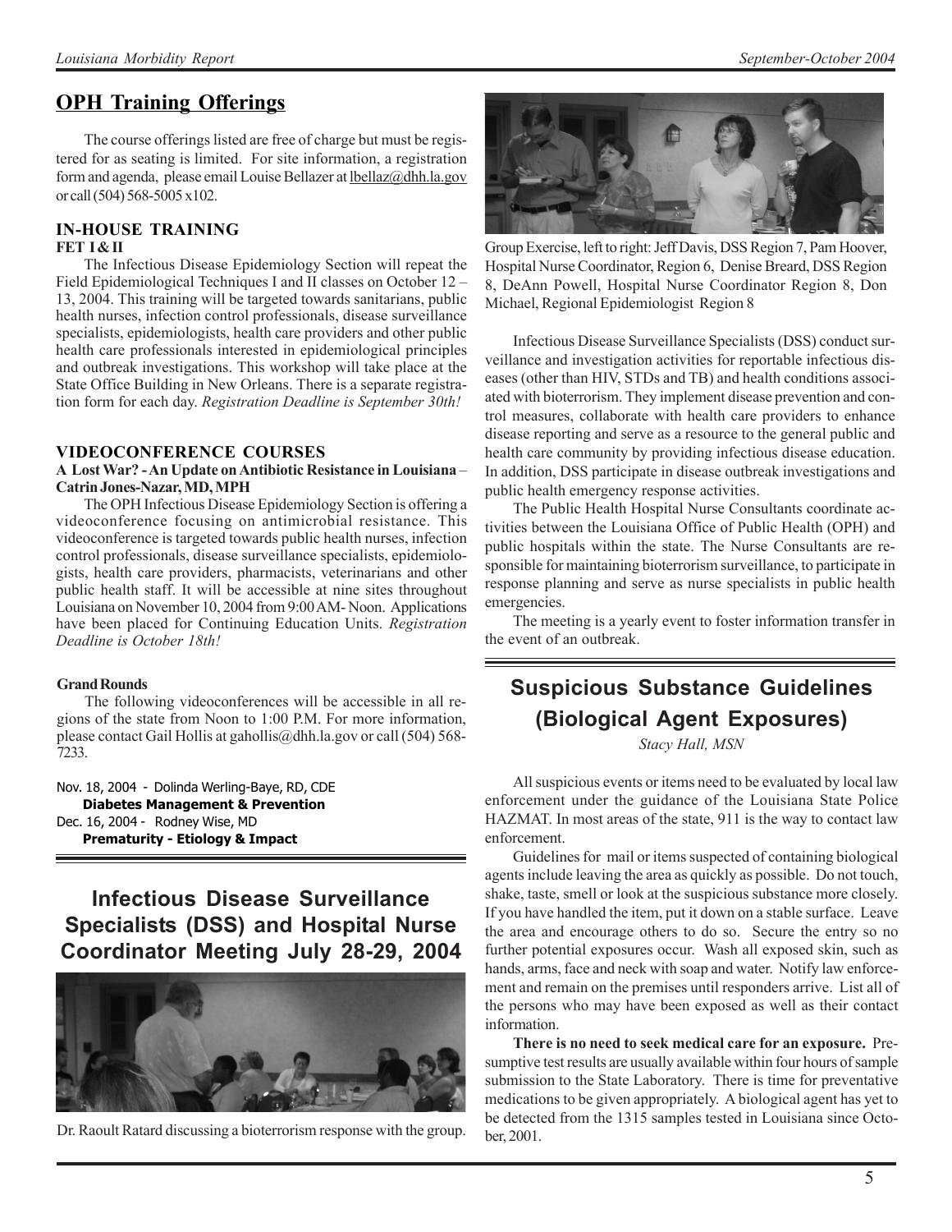## OPH Training Offerings

The course offerings listed are free of charge but must be registered for as seating is limited. For site information, a registration form and agenda, please email Louise Bellazer at lbellaz@dhh.la.gov or call (504) 568-5005 x102.

### IN-HOUSE TRAINING

**FET I & II**

The Infectious Disease Epidemiology Section will repeat the Field Epidemiological Techniques I and II classes on October 12 – 13, 2004. This training will be targeted towards sanitarians, public health nurses, infection control professionals, disease surveillance specialists, epidemiologists, health care providers and other public health care professionals interested in epidemiological principles and outbreak investigations. This workshop will take place at the State Office Building in New Orleans. There is a separate registration form for each day. *Registration Deadline is September 30th!*

### VIDEOCONFERENCE COURSES

**A Lost War? - An Update on Antibiotic Resistance in Louisiana – Catrin Jones-Nazar, MD, MPH**

The OPH Infectious Disease Epidemiology Section is offering a videoconference focusing on antimicrobial resistance. This videoconference is targeted towards public health nurses, infection control professionals, disease surveillance specialists, epidemiologists, health care providers, pharmacists, veterinarians and other public health staff. It will be accessible at nine sites throughout Louisiana on November 10, 2004 from 9:00 AM- Noon. Applications have been placed for Continuing Education Units. *Registration Deadline is October 18th!*

**Grand Rounds**

The following videoconferences will be accessible in all regions of the state from Noon to 1:00 P.M. For more information, please contact Gail Hollis at gahollis@dhh.la.gov or call (504) 568-7233.

Nov. 18, 2004 - Dolinda Werling-Baye, RD, CDE
**Diabetes Management & Prevention**
Dec. 16, 2004 - Rodney Wise, MD
**Prematurity - Etiology & Impact**

## Infectious Disease Surveillance Specialists (DSS) and Hospital Nurse Coordinator Meeting July 28-29, 2004

Dr. Raoult Ratard discussing a bioterrorism response with the group.

Group Exercise, left to right: Jeff Davis, DSS Region 7, Pam Hoover, Hospital Nurse Coordinator, Region 6, Denise Breard, DSS Region 8, DeAnn Powell, Hospital Nurse Coordinator Region 8, Don Michael, Regional Epidemiologist Region 8

Infectious Disease Surveillance Specialists (DSS) conduct surveillance and investigation activities for reportable infectious diseases (other than HIV, STDs and TB) and health conditions associated with bioterrorism. They implement disease prevention and control measures, collaborate with health care providers to enhance disease reporting and serve as a resource to the general public and health care community by providing infectious disease education. In addition, DSS participate in disease outbreak investigations and public health emergency response activities.

The Public Health Hospital Nurse Consultants coordinate activities between the Louisiana Office of Public Health (OPH) and public hospitals within the state. The Nurse Consultants are responsible for maintaining bioterrorism surveillance, to participate in response planning and serve as nurse specialists in public health emergencies.

The meeting is a yearly event to foster information transfer in the event of an outbreak.

## Suspicious Substance Guidelines (Biological Agent Exposures)

*Stacy Hall, MSN*

All suspicious events or items need to be evaluated by local law enforcement under the guidance of the Louisiana State Police HAZMAT. In most areas of the state, 911 is the way to contact law enforcement.

Guidelines for mail or items suspected of containing biological agents include leaving the area as quickly as possible. Do not touch, shake, taste, smell or look at the suspicious substance more closely. If you have handled the item, put it down on a stable surface. Leave the area and encourage others to do so. Secure the entry so no further potential exposures occur. Wash all exposed skin, such as hands, arms, face and neck with soap and water. Notify law enforcement and remain on the premises until responders arrive. List all of the persons who may have been exposed as well as their contact information.

**There is no need to seek medical care for an exposure.** Presumptive test results are usually available within four hours of sample submission to the State Laboratory. There is time for preventative medications to be given appropriately. A biological agent has yet to be detected from the 1315 samples tested in Louisiana since October, 2001.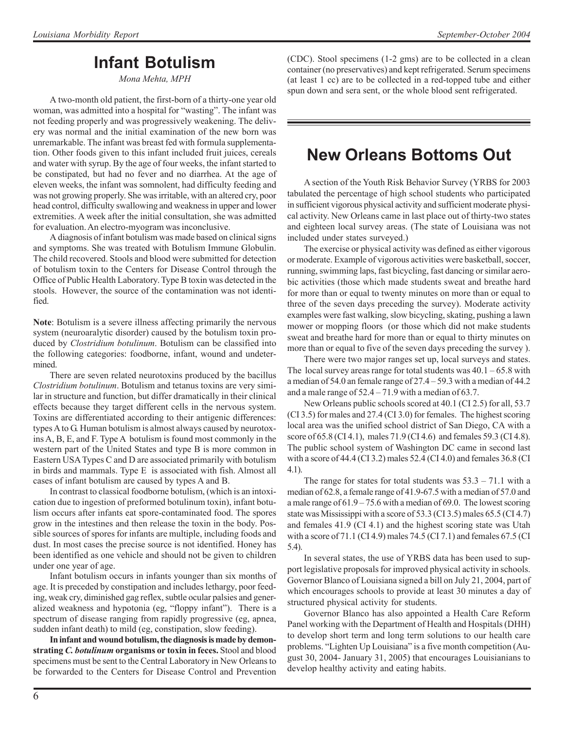# Infant Botulism

*Mona Mehta, MPH*

A two-month old patient, the first-born of a thirty-one year old woman, was admitted into a hospital for "wasting". The infant was not feeding properly and was progressively weakening. The delivery was normal and the initial examination of the new born was unremarkable. The infant was breast fed with formula supplementation. Other foods given to this infant included fruit juices, cereals and water with syrup. By the age of four weeks, the infant started to be constipated, but had no fever and no diarrhea. At the age of eleven weeks, the infant was somnolent, had difficulty feeding and was not growing properly. She was irritable, with an altered cry, poor head control, difficulty swallowing and weakness in upper and lower extremities. A week after the initial consultation, she was admitted for evaluation. An electro-myogram was inconclusive.

A diagnosis of infant botulism was made based on clinical signs and symptoms. She was treated with Botulism Immune Globulin. The child recovered. Stools and blood were submitted for detection of botulism toxin to the Centers for Disease Control through the Office of Public Health Laboratory. Type B toxin was detected in the stools. However, the source of the contamination was not identified.

**Note**: Botulism is a severe illness affecting primarily the nervous system (neuroaralytic disorder) caused by the botulism toxin produced by *Clostridium botulinum*. Botulism can be classified into the following categories: foodborne, infant, wound and undetermined.

There are seven related neurotoxins produced by the bacillus *Clostridium botulinum*. Botulism and tetanus toxins are very similar in structure and function, but differ dramatically in their clinical effects because they target different cells in the nervous system. Toxins are differentiated according to their antigenic differences: types A to G. Human botulism is almost always caused by neurotoxins A, B, E, and F. Type A botulism is found most commonly in the western part of the United States and type B is more common in Eastern USA Types C and D are associated primarily with botulism in birds and mammals. Type E is associated with fish. Almost all cases of infant botulism are caused by types A and B.

In contrast to classical foodborne botulism, (which is an intoxication due to ingestion of preformed botulinum toxin), infant botulism occurs after infants eat spore-contaminated food. The spores grow in the intestines and then release the toxin in the body. Possible sources of spores for infants are multiple, including foods and dust. In most cases the precise source is not identified. Honey has been identified as one vehicle and should not be given to children under one year of age.

Infant botulism occurs in infants younger than six months of age. It is preceded by constipation and includes lethargy, poor feeding, weak cry, diminished gag reflex, subtle ocular palsies and generalized weakness and hypotonia (eg, "floppy infant"). There is a spectrum of disease ranging from rapidly progressive (eg, apnea, sudden infant death) to mild (eg, constipation, slow feeding).

**In infant and wound botulism, the diagnosis is made by demonstrating *C. botulinum* organisms or toxin in feces.** Stool and blood specimens must be sent to the Central Laboratory in New Orleans to be forwarded to the Centers for Disease Control and Prevention (CDC). Stool specimens (1-2 gms) are to be collected in a clean container (no preservatives) and kept refrigerated. Serum specimens (at least 1 cc) are to be collected in a red-topped tube and either spun down and sera sent, or the whole blood sent refrigerated.

# New Orleans Bottoms Out

A section of the Youth Risk Behavior Survey (YRBS for 2003 tabulated the percentage of high school students who participated in sufficient vigorous physical activity and sufficient moderate physical activity. New Orleans came in last place out of thirty-two states and eighteen local survey areas. (The state of Louisiana was not included under states surveyed.)

The exercise or physical activity was defined as either vigorous or moderate. Example of vigorous activities were basketball, soccer, running, swimming laps, fast bicycling, fast dancing or similar aerobic activities (those which made students sweat and breathe hard for more than or equal to twenty minutes on more than or equal to three of the seven days preceding the survey). Moderate activity examples were fast walking, slow bicycling, skating, pushing a lawn mower or mopping floors (or those which did not make students sweat and breathe hard for more than or equal to thirty minutes on more than or equal to five of the seven days preceding the survey ).

There were two major ranges set up, local surveys and states. The local survey areas range for total students was 40.1 – 65.8 with a median of 54.0 an female range of 27.4 – 59.3 with a median of 44.2 and a male range of 52.4 – 71.9 with a median of 63.7.

New Orleans public schools scored at 40.1 (CI 2.5) for all, 53.7 (CI 3.5) for males and 27.4 (CI 3.0) for females. The highest scoring local area was the unified school district of San Diego, CA with a score of 65.8 (CI 4.1), males 71.9 (CI 4.6) and females 59.3 (CI 4.8). The public school system of Washington DC came in second last with a score of 44.4 (CI 3.2) males 52.4 (CI 4.0) and females 36.8 (CI 4.1).

The range for states for total students was 53.3 – 71.1 with a median of 62.8, a female range of 41.9-67.5 with a median of 57.0 and a male range of 61.9 – 75.6 with a median of 69.0. The lowest scoring state was Mississippi with a score of 53.3 (CI 3.5) males 65.5 (CI 4.7) and females 41.9 (CI 4.1) and the highest scoring state was Utah with a score of 71.1 (CI 4.9) males 74.5 (CI 7.1) and females 67.5 (CI 5.4).

In several states, the use of YRBS data has been used to support legislative proposals for improved physical activity in schools. Governor Blanco of Louisiana signed a bill on July 21, 2004, part of which encourages schools to provide at least 30 minutes a day of structured physical activity for students.

Governor Blanco has also appointed a Health Care Reform Panel working with the Department of Health and Hospitals (DHH) to develop short term and long term solutions to our health care problems. "Lighten Up Louisiana" is a five month competition (August 30, 2004- January 31, 2005) that encourages Louisianians to develop healthy activity and eating habits.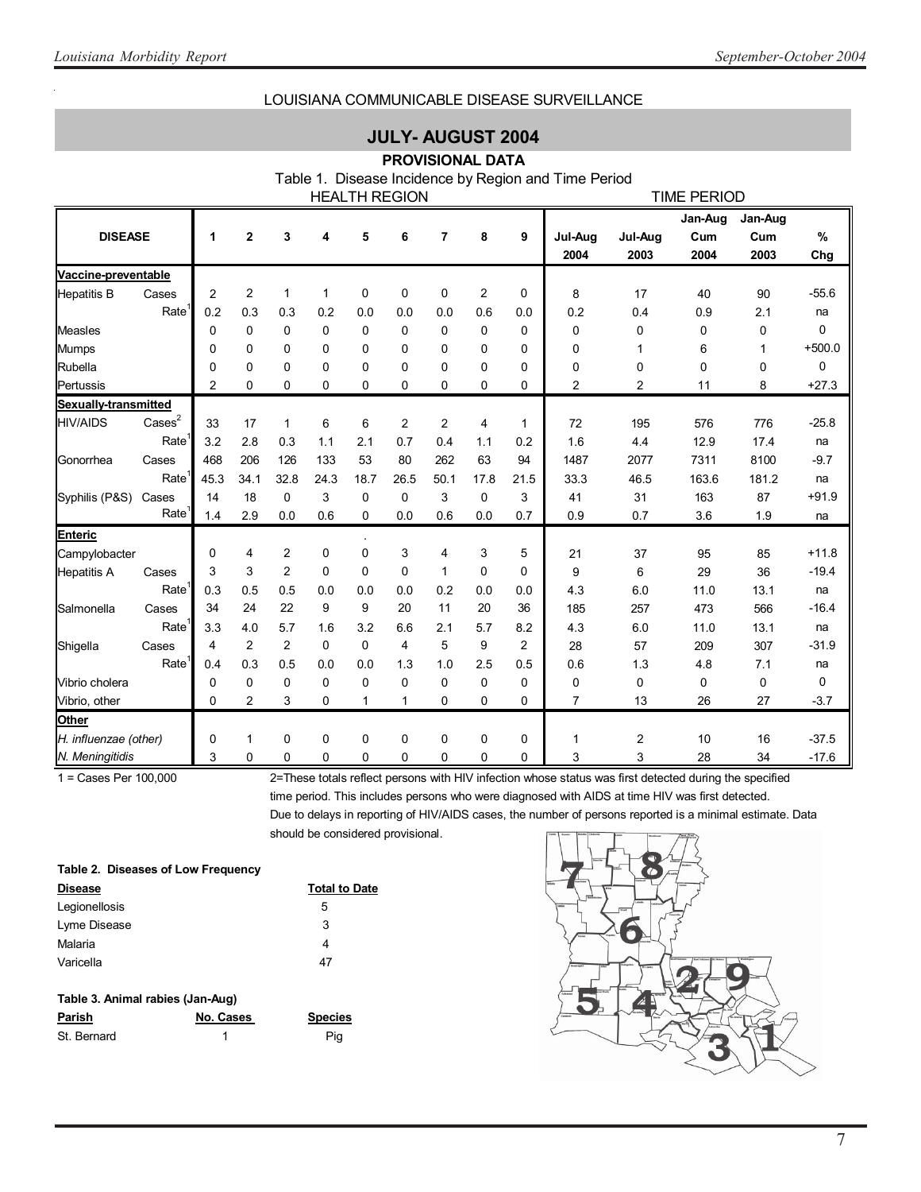LOUISIANA COMMUNICABLE DISEASE SURVEILLANCE

## JULY- AUGUST 2004

### PROVISIONAL DATA

Table 1. Disease Incidence by Region and Time Period

| DISEASE | | HEALTH REGION 1 | 2 | 3 | 4 | 5 | 6 | 7 | 8 | 9 | TIME PERIOD Jul-Aug 2004 | Jul-Aug 2003 | Jan-Aug Cum 2004 | Jan-Aug Cum 2003 | % Chg |
|---|---|---|---|---|---|---|---|---|---|---|---|---|---|---|---|
| **Vaccine-preventable** | | | | | | | | | | | | | | | |
| Hepatitis B | Cases | 2 | 2 | 1 | 1 | 0 | 0 | 0 | 2 | 0 | 8 | 17 | 40 | 90 | -55.6 |
| | Rate[1] | 0.2 | 0.3 | 0.3 | 0.2 | 0.0 | 0.0 | 0.0 | 0.6 | 0.0 | 0.2 | 0.4 | 0.9 | 2.1 | na |
| Measles | | 0 | 0 | 0 | 0 | 0 | 0 | 0 | 0 | 0 | 0 | 0 | 0 | 0 | 0 |
| Mumps | | 0 | 0 | 0 | 0 | 0 | 0 | 0 | 0 | 0 | 0 | 1 | 6 | 1 | +500.0 |
| Rubella | | 0 | 0 | 0 | 0 | 0 | 0 | 0 | 0 | 0 | 0 | 0 | 0 | 0 | 0 |
| Pertussis | | 2 | 0 | 0 | 0 | 0 | 0 | 0 | 0 | 0 | 2 | 2 | 11 | 8 | +27.3 |
| **Sexually-transmitted** | | | | | | | | | | | | | | | |
| HIV/AIDS | Cases[2] | 33 | 17 | 1 | 6 | 6 | 2 | 2 | 4 | 1 | 72 | 195 | 576 | 776 | -25.8 |
| | Rate[1] | 3.2 | 2.8 | 0.3 | 1.1 | 2.1 | 0.7 | 0.4 | 1.1 | 0.2 | 1.6 | 4.4 | 12.9 | 17.4 | na |
| Gonorrhea | Cases | 468 | 206 | 126 | 133 | 53 | 80 | 262 | 63 | 94 | 1487 | 2077 | 7311 | 8100 | -9.7 |
| | Rate[1] | 45.3 | 34.1 | 32.8 | 24.3 | 18.7 | 26.5 | 50.1 | 17.8 | 21.5 | 33.3 | 46.5 | 163.6 | 181.2 | na |
| Syphilis (P&S) | Cases | 14 | 18 | 0 | 3 | 0 | 0 | 3 | 0 | 3 | 41 | 31 | 163 | 87 | +91.9 |
| | Rate[1] | 1.4 | 2.9 | 0.0 | 0.6 | 0 | 0.0 | 0.6 | 0.0 | 0.7 | 0.9 | 0.7 | 3.6 | 1.9 | na |
| **Enteric** | | | | | | . | | | | | | | | | |
| Campylobacter | | 0 | 4 | 2 | 0 | 0 | 3 | 4 | 3 | 5 | 21 | 37 | 95 | 85 | +11.8 |
| Hepatitis A | Cases | 3 | 3 | 2 | 0 | 0 | 0 | 1 | 0 | 0 | 9 | 6 | 29 | 36 | -19.4 |
| | Rate[1] | 0.3 | 0.5 | 0.5 | 0.0 | 0.0 | 0.0 | 0.2 | 0.0 | 0.0 | 4.3 | 6.0 | 11.0 | 13.1 | na |
| Salmonella | Cases | 34 | 24 | 22 | 9 | 9 | 20 | 11 | 20 | 36 | 185 | 257 | 473 | 566 | -16.4 |
| | Rate[1] | 3.3 | 4.0 | 5.7 | 1.6 | 3.2 | 6.6 | 2.1 | 5.7 | 8.2 | 4.3 | 6.0 | 11.0 | 13.1 | na |
| Shigella | Cases | 4 | 2 | 2 | 0 | 0 | 4 | 5 | 9 | 2 | 28 | 57 | 209 | 307 | -31.9 |
| | Rate[1] | 0.4 | 0.3 | 0.5 | 0.0 | 0.0 | 1.3 | 1.0 | 2.5 | 0.5 | 0.6 | 1.3 | 4.8 | 7.1 | na |
| Vibrio cholera | | 0 | 0 | 0 | 0 | 0 | 0 | 0 | 0 | 0 | 0 | 0 | 0 | 0 | 0 |
| Vibrio, other | | 0 | 2 | 3 | 0 | 1 | 1 | 0 | 0 | 0 | 7 | 13 | 26 | 27 | -3.7 |
| **Other** | | | | | | | | | | | | | | | |
| *H. influenzae (other)* | | 0 | 1 | 0 | 0 | 0 | 0 | 0 | 0 | 0 | 1 | 2 | 10 | 16 | -37.5 |
| *N. Meningitidis* | | 3 | 0 | 0 | 0 | 0 | 0 | 0 | 0 | 0 | 3 | 3 | 28 | 34 | -17.6 |

1 = Cases Per 100,000

2=These totals reflect persons with HIV infection whose status was first detected during the specified time period. This includes persons who were diagnosed with AIDS at time HIV was first detected. Due to delays in reporting of HIV/AIDS cases, the number of persons reported is a minimal estimate. Data should be considered provisional.

**Table 2. Diseases of Low Frequency**

| Disease | Total to Date |
|---|---|
| Legionellosis | 5 |
| Lyme Disease | 3 |
| Malaria | 4 |
| Varicella | 47 |

**Table 3. Animal rabies (Jan-Aug)**

| Parish | No. Cases | Species |
|---|---|---|
| St. Bernard | 1 | Pig |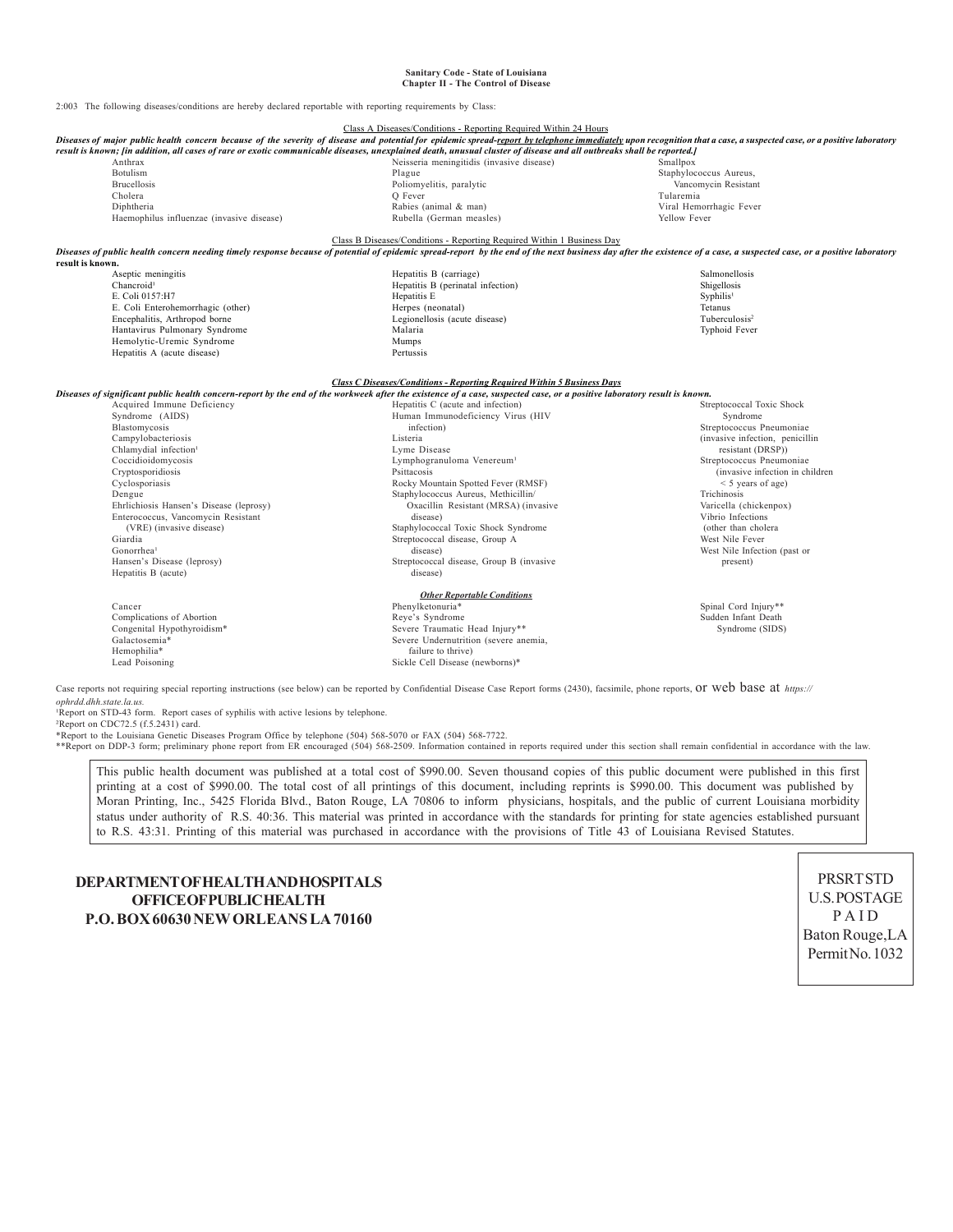**Sanitary Code - State of Louisiana**
**Chapter II - The Control of Disease**

2:003 The following diseases/conditions are hereby declared reportable with reporting requirements by Class:

Class A Diseases/Conditions - Reporting Required Within 24 Hours

***Diseases of major public health concern because of the severity of disease and potential for epidemic spread-report by telephone immediately upon recognition that a case, a suspected case, or a positive laboratory result is known; [in addition, all cases of rare or exotic communicable diseases, unexplained death, unusual cluster of disease and all outbreaks shall be reported.]***

- Anthrax
- Botulism
- Brucellosis
- Cholera
- Diphtheria
- Haemophilus influenzae (invasive disease)
- Neisseria meningitidis (invasive disease)
- Plague
- Poliomyelitis, paralytic
- Q Fever
- Rabies (animal & man)
- Rubella (German measles)
- Smallpox
- Staphylococcus Aureus, Vancomycin Resistant
- Tularemia
- Viral Hemorrhagic Fever
- Yellow Fever

Class B Diseases/Conditions - Reporting Required Within 1 Business Day

***Diseases of public health concern needing timely response because of potential of epidemic spread-report by the end of the next business day after the existence of a case, a suspected case, or a positive laboratory result is known.***

- Aseptic meningitis
- Chancroid[1]
- E. Coli 0157:H7
- E. Coli Enterohemorrhagic (other)
- Encephalitis, Arthropod borne
- Hantavirus Pulmonary Syndrome
- Hemolytic-Uremic Syndrome
- Hepatitis A (acute disease)
- Hepatitis B (carriage)
- Hepatitis B (perinatal infection)
- Hepatitis E
- Herpes (neonatal)
- Legionellosis (acute disease)
- Malaria
- Mumps
- Pertussis
- Salmonellosis
- Shigellosis
- Syphilis[1]
- Tetanus
- Tuberculosis[2]
- Typhoid Fever

***Class C Diseases/Conditions - Reporting Required Within 5 Business Days***

***Diseases of significant public health concern-report by the end of the workweek after the existence of a case, suspected case, or a positive laboratory result is known.***

- Acquired Immune Deficiency Syndrome (AIDS)
- Blastomycosis
- Campylobacteriosis
- Chlamydial infection[1]
- Coccidioidomycosis
- Cryptosporidiosis
- Cyclosporiasis
- Dengue
- Ehrlichiosis Hansen's Disease (leprosy)
- Enterococcus, Vancomycin Resistant (VRE) (invasive disease)
- Giardia
- Gonorrhea[1]
- Hansen's Disease (leprosy)
- Hepatitis B (acute)
- Hepatitis C (acute and infection)
- Human Immunodeficiency Virus (HIV infection)
- Listeria
- Lyme Disease
- Lymphogranuloma Venereum[1]
- Psittacosis
- Rocky Mountain Spotted Fever (RMSF)
- Staphylococcus Aureus, Methicillin/ Oxacillin Resistant (MRSA) (invasive disease)
- Staphylococcal Toxic Shock Syndrome
- Streptococcal disease, Group A disease)
- Streptococcal disease, Group B (invasive disease)
- Streptococcal Toxic Shock Syndrome
- Streptococcus Pneumoniae (invasive infection, penicillin resistant (DRSP))
- Streptococcus Pneumoniae (invasive infection in children < 5 years of age)
- Trichinosis
- Varicella (chickenpox)
- Vibrio Infections (other than cholera
- West Nile Fever
- West Nile Infection (past or present)

***Other Reportable Conditions***

- Cancer
- Complications of Abortion
- Congenital Hypothyroidism*
- Galactosemia*
- Hemophilia*
- Lead Poisoning
- Phenylketonuria*
- Reye's Syndrome
- Severe Traumatic Head Injury**
- Severe Undernutrition (severe anemia, failure to thrive)
- Sickle Cell Disease (newborns)*
- Spinal Cord Injury**
- Sudden Infant Death Syndrome (SIDS)

Case reports not requiring special reporting instructions (see below) can be reported by Confidential Disease Case Report forms (2430), facsimile, phone reports, or web base at *https://ophrdd.dhh.state.la.us.*

[1]Report on STD-43 form. Report cases of syphilis with active lesions by telephone.
[2]Report on CDC72.5 (f.5.2431) card.
*Report to the Louisiana Genetic Diseases Program Office by telephone (504) 568-5070 or FAX (504) 568-7722.
**Report on DDP-3 form; preliminary phone report from ER encouraged (504) 568-2509. Information contained in reports required under this section shall remain confidential in accordance with the law.

This public health document was published at a total cost of $990.00. Seven thousand copies of this public document were published in this first printing at a cost of $990.00. The total cost of all printings of this document, including reprints is $990.00. This document was published by Moran Printing, Inc., 5425 Florida Blvd., Baton Rouge, LA 70806 to inform physicians, hospitals, and the public of current Louisiana morbidity status under authority of R.S. 40:36. This material was printed in accordance with the standards for printing for state agencies established pursuant to R.S. 43:31. Printing of this material was purchased in accordance with the provisions of Title 43 of Louisiana Revised Statutes.

**DEPARTMENT OF HEALTH AND HOSPITALS**
**OFFICE OF PUBLIC HEALTH**
**P.O. BOX 60630 NEW ORLEANS LA 70160**

PRSRT STD
U.S. POSTAGE
PAID
Baton Rouge, LA
Permit No. 1032